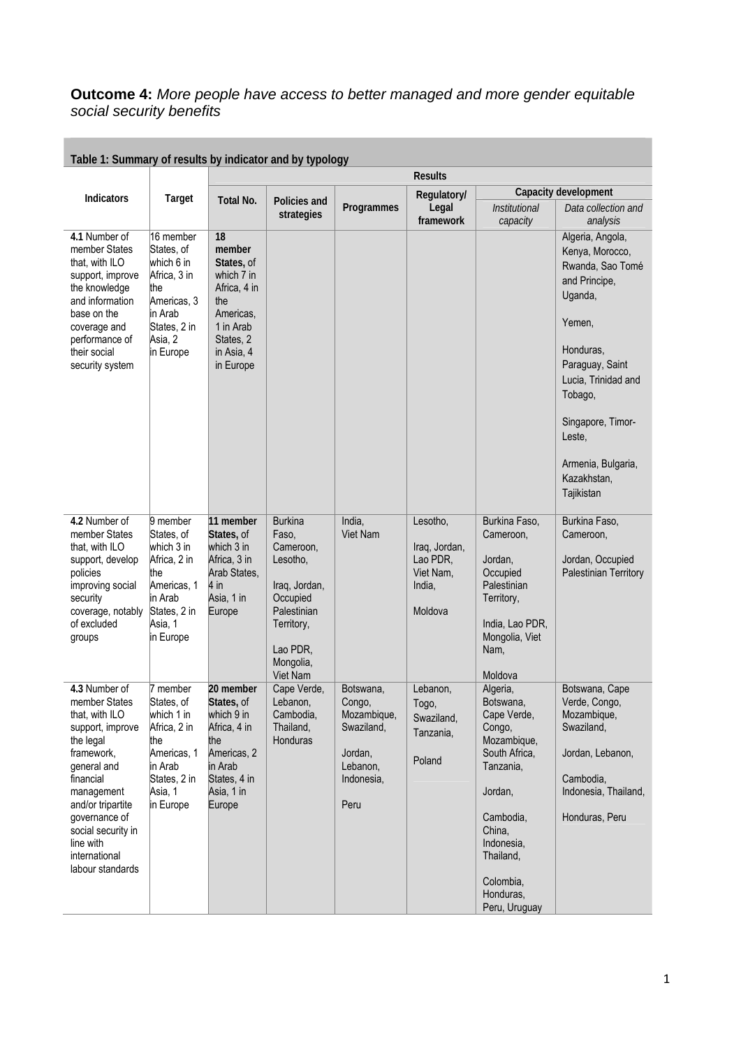**Outcome 4:** *More people have access to better managed and more gender equitable social security benefits*

| Table 1: Summary of results by indicator and by typology | | | | | | | |
|---|---|---|---|---|---|---|---|
| Indicators | Target | Results | | | | | |
| | | Total No. | Policies and strategies | Programmes | Regulatory/ Legal framework | Capacity development | |
| | | | | | | *Institutional capacity* | *Data collection and analysis* |
| **4.1** Number of member States that, with ILO support, improve the knowledge and information base on the coverage and performance of their social security system | 16 member States, of which 6 in Africa, 3 in the Americas, 3 in Arab States, 2 in Asia, 2 in Europe | **18 member States,** of which 7 in Africa, 4 in the Americas, 1 in Arab States, 2 in Asia, 4 in Europe | | | | | Algeria, Angola, Kenya, Morocco, Rwanda, Sao Tomé and Principe, Uganda, Yemen, Honduras, Paraguay, Saint Lucia, Trinidad and Tobago, Singapore, Timor-Leste, Armenia, Bulgaria, Kazakhstan, Tajikistan |
| **4.2** Number of member States that, with ILO support, develop policies improving social security coverage, notably of excluded groups | 9 member States, of which 3 in Africa, 2 in the Americas, 1 in Arab States, 2 in Asia, 1 in Europe | **11 member States,** of which 3 in Africa, 3 in Arab States, 4 in Asia, 1 in Europe | Burkina Faso, Cameroon, Lesotho, Iraq, Jordan, Occupied Palestinian Territory, Lao PDR, Mongolia, Viet Nam | India, Viet Nam | Lesotho, Iraq, Jordan, Lao PDR, Viet Nam, India, Moldova | Burkina Faso, Cameroon, Jordan, Occupied Palestinian Territory, India, Lao PDR, Mongolia, Viet Nam, Moldova | Burkina Faso, Cameroon, Jordan, Occupied Palestinian Territory |
| **4.3** Number of member States that, with ILO support, improve the legal framework, general and financial management and/or tripartite governance of social security in line with international labour standards | 7 member States, of which 1 in Africa, 2 in the Americas, 1 in Arab States, 2 in Asia, 1 in Europe | **20 member States,** of which 9 in Africa, 4 in the Americas, 2 in Arab States, 4 in Asia, 1 in Europe | Cape Verde, Lebanon, Cambodia, Thailand, Honduras | Botswana, Congo, Mozambique, Swaziland, Jordan, Lebanon, Indonesia, Peru | Lebanon, Togo, Swaziland, Tanzania, Poland | Algeria, Botswana, Cape Verde, Congo, Mozambique, South Africa, Tanzania, Jordan, Cambodia, China, Indonesia, Thailand, Colombia, Honduras, Peru, Uruguay | Botswana, Cape Verde, Congo, Mozambique, Swaziland, Jordan, Lebanon, Cambodia, Indonesia, Thailand, Honduras, Peru |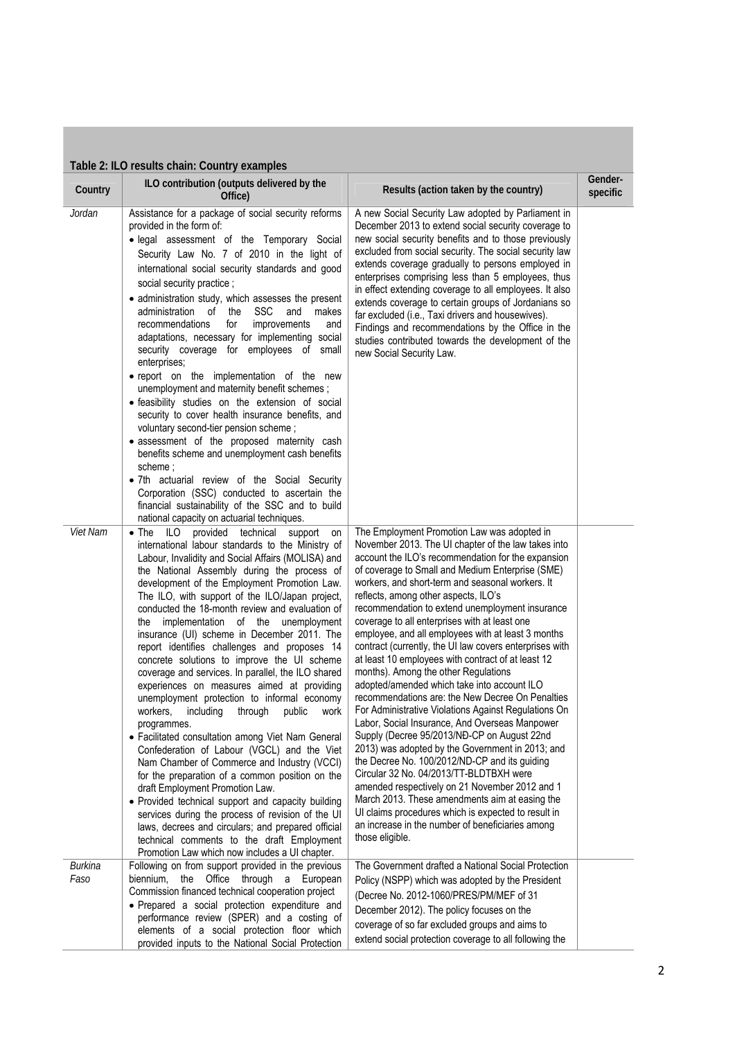**Table 2: ILO results chain: Country examples**

| Country | ILO contribution (outputs delivered by the Office) | Results (action taken by the country) | Gender-specific |
|---|---|---|---|
| *Jordan* | Assistance for a package of social security reforms provided in the form of: <br>• legal assessment of the Temporary Social Security Law No. 7 of 2010 in the light of international social security standards and good social security practice ; <br>• administration study, which assesses the present administration of the SSC and makes recommendations for improvements and adaptations, necessary for implementing social security coverage for employees of small enterprises; <br>• report on the implementation of the new unemployment and maternity benefit schemes ; <br>• feasibility studies on the extension of social security to cover health insurance benefits, and voluntary second-tier pension scheme ; <br>• assessment of the proposed maternity cash benefits scheme and unemployment cash benefits scheme ; <br>• 7th actuarial review of the Social Security Corporation (SSC) conducted to ascertain the financial sustainability of the SSC and to build national capacity on actuarial techniques. | A new Social Security Law adopted by Parliament in December 2013 to extend social security coverage to new social security benefits and to those previously excluded from social security. The social security law extends coverage gradually to persons employed in enterprises comprising less than 5 employees, thus in effect extending coverage to all employees. It also extends coverage to certain groups of Jordanians so far excluded (i.e., Taxi drivers and housewives). Findings and recommendations by the Office in the studies contributed towards the development of the new Social Security Law. | |
| *Viet Nam* | • The ILO provided technical support on international labour standards to the Ministry of Labour, Invalidity and Social Affairs (MOLISA) and the National Assembly during the process of development of the Employment Promotion Law. The ILO, with support of the ILO/Japan project, conducted the 18-month review and evaluation of the implementation of the unemployment insurance (UI) scheme in December 2011. The report identifies challenges and proposes 14 concrete solutions to improve the UI scheme coverage and services. In parallel, the ILO shared experiences on measures aimed at providing unemployment protection to informal economy workers, including through public work programmes. <br>• Facilitated consultation among Viet Nam General Confederation of Labour (VGCL) and the Viet Nam Chamber of Commerce and Industry (VCCI) for the preparation of a common position on the draft Employment Promotion Law. <br>• Provided technical support and capacity building services during the process of revision of the UI laws, decrees and circulars; and prepared official technical comments to the draft Employment Promotion Law which now includes a UI chapter. | The Employment Promotion Law was adopted in November 2013. The UI chapter of the law takes into account the ILO's recommendation for the expansion of coverage to Small and Medium Enterprise (SME) workers, and short-term and seasonal workers. It reflects, among other aspects, ILO's recommendation to extend unemployment insurance coverage to all enterprises with at least one employee, and all employees with at least 3 months contract (currently, the UI law covers enterprises with at least 10 employees with contract of at least 12 months). Among the other Regulations adopted/amended which take into account ILO recommendations are: the New Decree On Penalties For Administrative Violations Against Regulations On Labor, Social Insurance, And Overseas Manpower Supply (Decree 95/2013/NĐ-CP on August 22nd 2013) was adopted by the Government in 2013; and the Decree No. 100/2012/ND-CP and its guiding Circular 32 No. 04/2013/TT-BLDTBXH were amended respectively on 21 November 2012 and 1 March 2013. These amendments aim at easing the UI claims procedures which is expected to result in an increase in the number of beneficiaries among those eligible. | |
| *Burkina Faso* | Following on from support provided in the previous biennium, the Office through a European Commission financed technical cooperation project <br>• Prepared a social protection expenditure and performance review (SPER) and a costing of elements of a social protection floor which provided inputs to the National Social Protection | The Government drafted a National Social Protection Policy (NSPP) which was adopted by the President (Decree No. 2012-1060/PRES/PM/MEF of 31 December 2012). The policy focuses on the coverage of so far excluded groups and aims to extend social protection coverage to all following the | |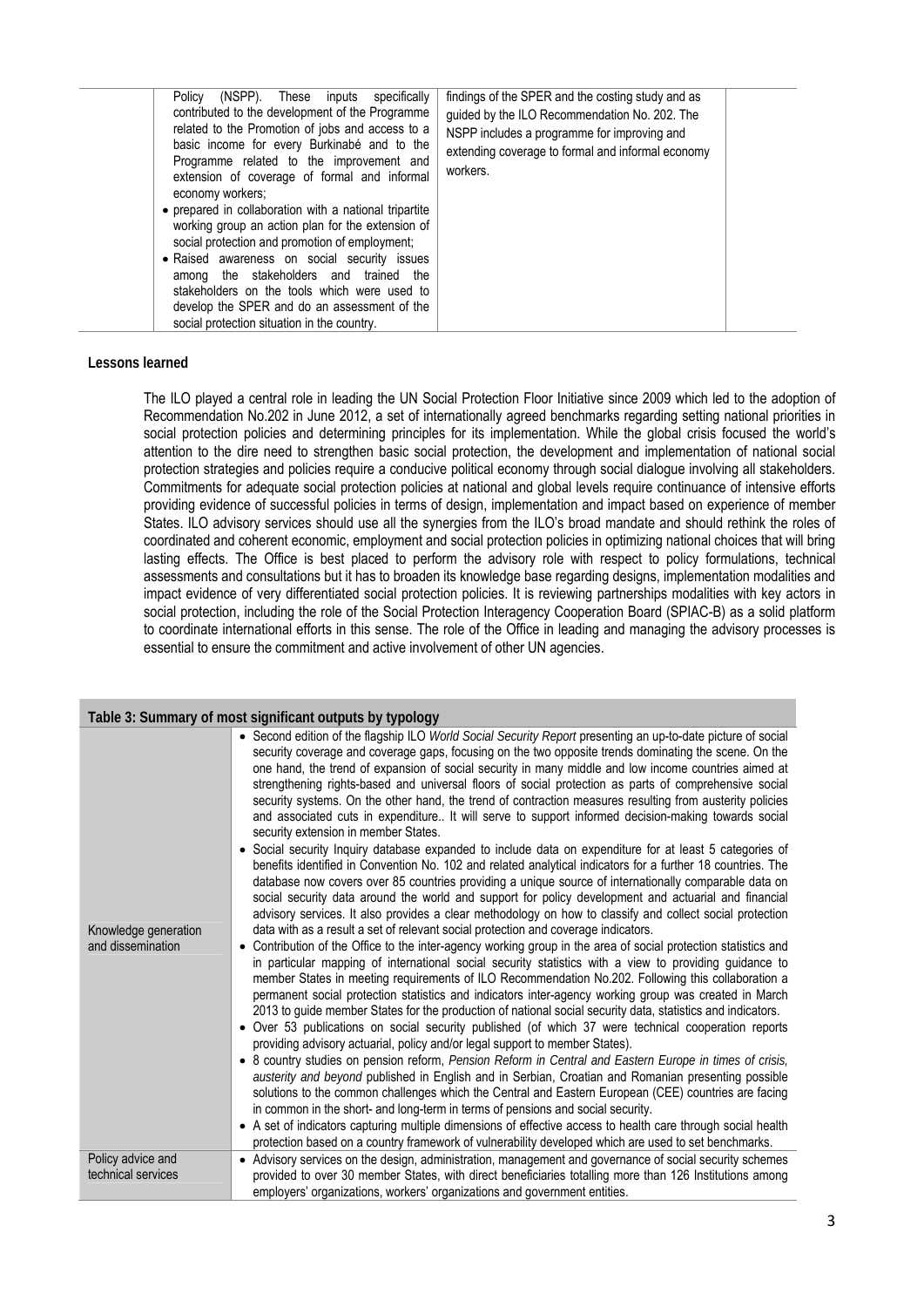| | Policy (NSPP). These inputs specifically contributed to the development of the Programme related to the Promotion of jobs and access to a basic income for every Burkinabé and to the Programme related to the improvement and extension of coverage of formal and informal economy workers;<br>• prepared in collaboration with a national tripartite working group an action plan for the extension of social protection and promotion of employment;<br>• Raised awareness on social security issues among the stakeholders and trained the stakeholders on the tools which were used to develop the SPER and do an assessment of the social protection situation in the country. | findings of the SPER and the costing study and as guided by the ILO Recommendation No. 202. The NSPP includes a programme for improving and extending coverage to formal and informal economy workers. | |
|---|---|---|---|

**Lessons learned**

The ILO played a central role in leading the UN Social Protection Floor Initiative since 2009 which led to the adoption of Recommendation No.202 in June 2012, a set of internationally agreed benchmarks regarding setting national priorities in social protection policies and determining principles for its implementation. While the global crisis focused the world's attention to the dire need to strengthen basic social protection, the development and implementation of national social protection strategies and policies require a conducive political economy through social dialogue involving all stakeholders. Commitments for adequate social protection policies at national and global levels require continuance of intensive efforts providing evidence of successful policies in terms of design, implementation and impact based on experience of member States. ILO advisory services should use all the synergies from the ILO's broad mandate and should rethink the roles of coordinated and coherent economic, employment and social protection policies in optimizing national choices that will bring lasting effects. The Office is best placed to perform the advisory role with respect to policy formulations, technical assessments and consultations but it has to broaden its knowledge base regarding designs, implementation modalities and impact evidence of very differentiated social protection policies. It is reviewing partnerships modalities with key actors in social protection, including the role of the Social Protection Interagency Cooperation Board (SPIAC-B) as a solid platform to coordinate international efforts in this sense. The role of the Office in leading and managing the advisory processes is essential to ensure the commitment and active involvement of other UN agencies.

| Table 3: Summary of most significant outputs by typology | |
|---|---|
| Knowledge generation and dissemination | • Second edition of the flagship ILO *World Social Security Report* presenting an up-to-date picture of social security coverage and coverage gaps, focusing on the two opposite trends dominating the scene. On the one hand, the trend of expansion of social security in many middle and low income countries aimed at strengthening rights-based and universal floors of social protection as parts of comprehensive social security systems. On the other hand, the trend of contraction measures resulting from austerity policies and associated cuts in expenditure.. It will serve to support informed decision-making towards social security extension in member States.<br>• Social security Inquiry database expanded to include data on expenditure for at least 5 categories of benefits identified in Convention No. 102 and related analytical indicators for a further 18 countries. The database now covers over 85 countries providing a unique source of internationally comparable data on social security data around the world and support for policy development and actuarial and financial advisory services. It also provides a clear methodology on how to classify and collect social protection data with as a result a set of relevant social protection and coverage indicators.<br>• Contribution of the Office to the inter-agency working group in the area of social protection statistics and in particular mapping of international social security statistics with a view to providing guidance to member States in meeting requirements of ILO Recommendation No.202. Following this collaboration a permanent social protection statistics and indicators inter-agency working group was created in March 2013 to guide member States for the production of national social security data, statistics and indicators.<br>• Over 53 publications on social security published (of which 37 were technical cooperation reports providing advisory actuarial, policy and/or legal support to member States).<br>• 8 country studies on pension reform, *Pension Reform in Central and Eastern Europe in times of crisis, austerity and beyond* published in English and in Serbian, Croatian and Romanian presenting possible solutions to the common challenges which the Central and Eastern European (CEE) countries are facing in common in the short- and long-term in terms of pensions and social security.<br>• A set of indicators capturing multiple dimensions of effective access to health care through social health protection based on a country framework of vulnerability developed which are used to set benchmarks. |
| Policy advice and technical services | • Advisory services on the design, administration, management and governance of social security schemes provided to over 30 member States, with direct beneficiaries totalling more than 126 Institutions among employers' organizations, workers' organizations and government entities. |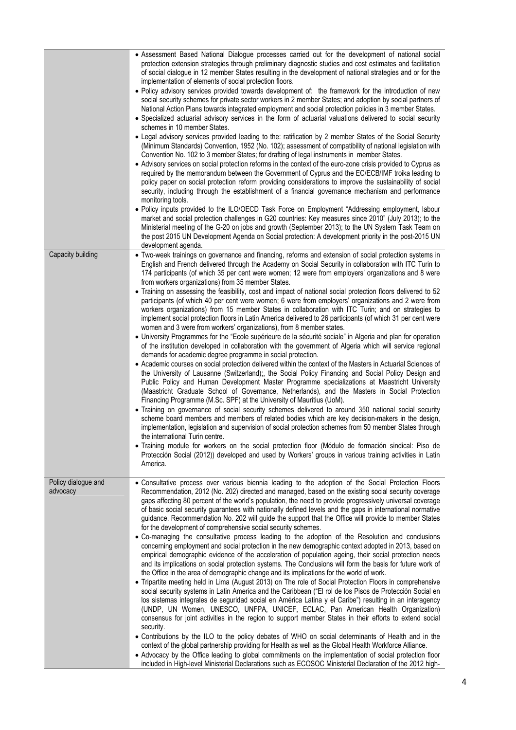| | |
|---|---|
| | • Assessment Based National Dialogue processes carried out for the development of national social protection extension strategies through preliminary diagnostic studies and cost estimates and facilitation of social dialogue in 12 member States resulting in the development of national strategies and or for the implementation of elements of social protection floors.<br>• Policy advisory services provided towards development of: the framework for the introduction of new social security schemes for private sector workers in 2 member States; and adoption by social partners of National Action Plans towards integrated employment and social protection policies in 3 member States.<br>• Specialized actuarial advisory services in the form of actuarial valuations delivered to social security schemes in 10 member States.<br>• Legal advisory services provided leading to the: ratification by 2 member States of the Social Security (Minimum Standards) Convention, 1952 (No. 102); assessment of compatibility of national legislation with Convention No. 102 to 3 member States; for drafting of legal instruments in member States.<br>• Advisory services on social protection reforms in the context of the euro-zone crisis provided to Cyprus as required by the memorandum between the Government of Cyprus and the EC/ECB/IMF troika leading to policy paper on social protection reform providing considerations to improve the sustainability of social security, including through the establishment of a financial governance mechanism and performance monitoring tools.<br>• Policy inputs provided to the ILO/OECD Task Force on Employment "Addressing employment, labour market and social protection challenges in G20 countries: Key measures since 2010" (July 2013); to the Ministerial meeting of the G-20 on jobs and growth (September 2013); to the UN System Task Team on the post 2015 UN Development Agenda on Social protection: A development priority in the post-2015 UN development agenda. |
| Capacity building | • Two-week trainings on governance and financing, reforms and extension of social protection systems in English and French delivered through the Academy on Social Security in collaboration with ITC Turin to 174 participants (of which 35 per cent were women; 12 were from employers' organizations and 8 were from workers organizations) from 35 member States.<br>• Training on assessing the feasibility, cost and impact of national social protection floors delivered to 52 participants (of which 40 per cent were women; 6 were from employers' organizations and 2 were from workers organizations) from 15 member States in collaboration with ITC Turin; and on strategies to implement social protection floors in Latin America delivered to 26 participants (of which 31 per cent were women and 3 were from workers' organizations), from 8 member states.<br>• University Programmes for the "Ecole supérieure de la sécurité sociale" in Algeria and plan for operation of the institution developed in collaboration with the government of Algeria which will service regional demands for academic degree programme in social protection.<br>• Academic courses on social protection delivered within the context of the Masters in Actuarial Sciences of the University of Lausanne (Switzerland);, the Social Policy Financing and Social Policy Design and Public Policy and Human Development Master Programme specializations at Maastricht University (Maastricht Graduate School of Governance, Netherlands), and the Masters in Social Protection Financing Programme (M.Sc. SPF) at the University of Mauritius (UoM).<br>• Training on governance of social security schemes delivered to around 350 national social security scheme board members and members of related bodies which are key decision-makers in the design, implementation, legislation and supervision of social protection schemes from 50 member States through the international Turin centre.<br>• Training module for workers on the social protection floor (Módulo de formación sindical: Piso de Protección Social (2012)) developed and used by Workers' groups in various training activities in Latin America. |
| Policy dialogue and advocacy | • Consultative process over various biennia leading to the adoption of the Social Protection Floors Recommendation, 2012 (No. 202) directed and managed, based on the existing social security coverage gaps affecting 80 percent of the world's population, the need to provide progressively universal coverage of basic social security guarantees with nationally defined levels and the gaps in international normative guidance. Recommendation No. 202 will guide the support that the Office will provide to member States for the development of comprehensive social security schemes.<br>• Co-managing the consultative process leading to the adoption of the Resolution and conclusions concerning employment and social protection in the new demographic context adopted in 2013, based on empirical demographic evidence of the acceleration of population ageing, their social protection needs and its implications on social protection systems. The Conclusions will form the basis for future work of the Office in the area of demographic change and its implications for the world of work.<br>• Tripartite meeting held in Lima (August 2013) on The role of Social Protection Floors in comprehensive social security systems in Latin America and the Caribbean ("El rol de los Pisos de Protección Social en los sistemas integrales de seguridad social en América Latina y el Caribe") resulting in an interagency (UNDP, UN Women, UNESCO, UNFPA, UNICEF, ECLAC, Pan American Health Organization) consensus for joint activities in the region to support member States in their efforts to extend social security.<br>• Contributions by the ILO to the policy debates of WHO on social determinants of Health and in the context of the global partnership providing for Health as well as the Global Health Workforce Alliance.<br>• Advocacy by the Office leading to global commitments on the implementation of social protection floor included in High-level Ministerial Declarations such as ECOSOC Ministerial Declaration of the 2012 high- |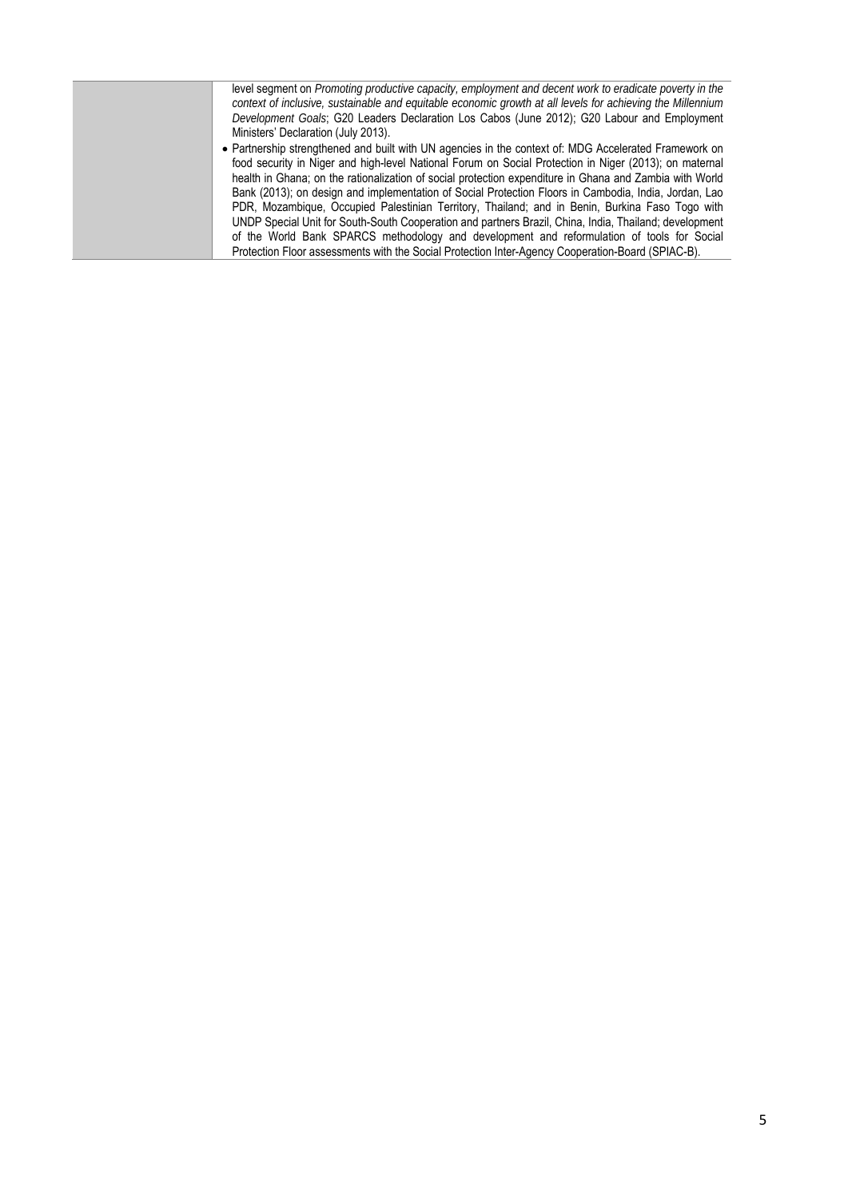| | |
|---|---|
| | level segment on *Promoting productive capacity, employment and decent work to eradicate poverty in the context of inclusive, sustainable and equitable economic growth at all levels for achieving the Millennium Development Goals*; G20 Leaders Declaration Los Cabos (June 2012); G20 Labour and Employment Ministers' Declaration (July 2013).<br>• Partnership strengthened and built with UN agencies in the context of: MDG Accelerated Framework on food security in Niger and high-level National Forum on Social Protection in Niger (2013); on maternal health in Ghana; on the rationalization of social protection expenditure in Ghana and Zambia with World Bank (2013); on design and implementation of Social Protection Floors in Cambodia, India, Jordan, Lao PDR, Mozambique, Occupied Palestinian Territory, Thailand; and in Benin, Burkina Faso Togo with UNDP Special Unit for South-South Cooperation and partners Brazil, China, India, Thailand; development of the World Bank SPARCS methodology and development and reformulation of tools for Social Protection Floor assessments with the Social Protection Inter-Agency Cooperation-Board (SPIAC-B). |